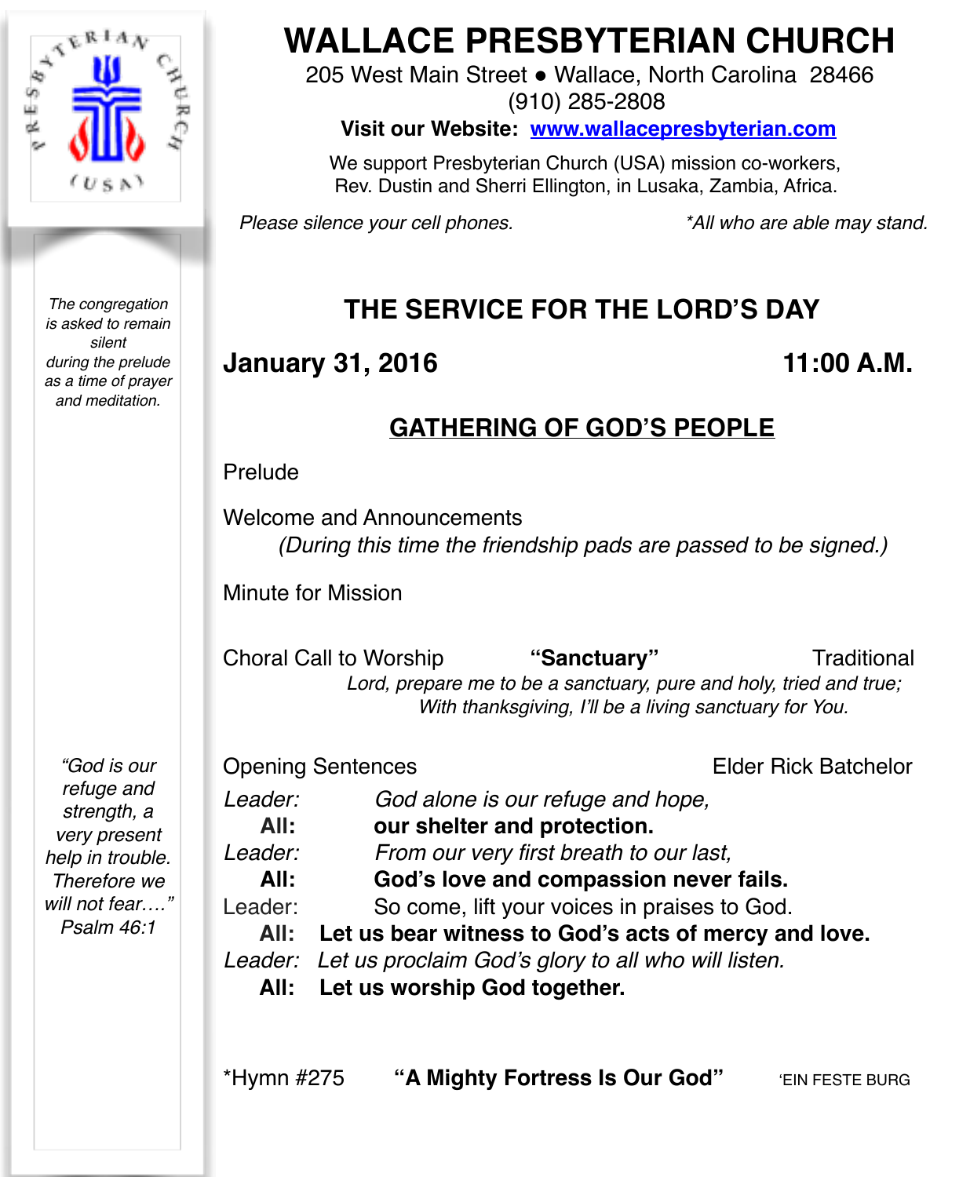# WALLACE PRESBYTERIAN CHURCH

205 West Main Street • Wallace, North Carolina 28466
(910) 285-2808

**Visit our Website: www.wallacepresbyterian.com**

We support Presbyterian Church (USA) mission co-workers,
Rev. Dustin and Sherri Ellington, in Lusaka, Zambia, Africa.

*Please silence your cell phones.* *\*All who are able may stand.*

*The congregation is asked to remain silent during the prelude as a time of prayer and meditation.*

## THE SERVICE FOR THE LORD'S DAY

**January 31, 2016** **11:00 A.M.**

### GATHERING OF GOD'S PEOPLE

Prelude

Welcome and Announcements

*(During this time the friendship pads are passed to be signed.)*

Minute for Mission

Choral Call to Worship **"Sanctuary"** Traditional

*Lord, prepare me to be a sanctuary, pure and holy, tried and true;*
*With thanksgiving, I'll be a living sanctuary for You.*

*"God is our refuge and strength, a very present help in trouble. Therefore we will not fear…." Psalm 46:1*

Opening Sentences Elder Rick Batchelor

*Leader:* *God alone is our refuge and hope,*
**All:** **our shelter and protection.**
*Leader:* *From our very first breath to our last,*
**All:** **God's love and compassion never fails.**
Leader: So come, lift your voices in praises to God.
**All:** **Let us bear witness to God's acts of mercy and love.**
*Leader:* *Let us proclaim God's glory to all who will listen.*
**All:** **Let us worship God together.**

\*Hymn #275 **"A Mighty Fortress Is Our God"** 'EIN FESTE BURG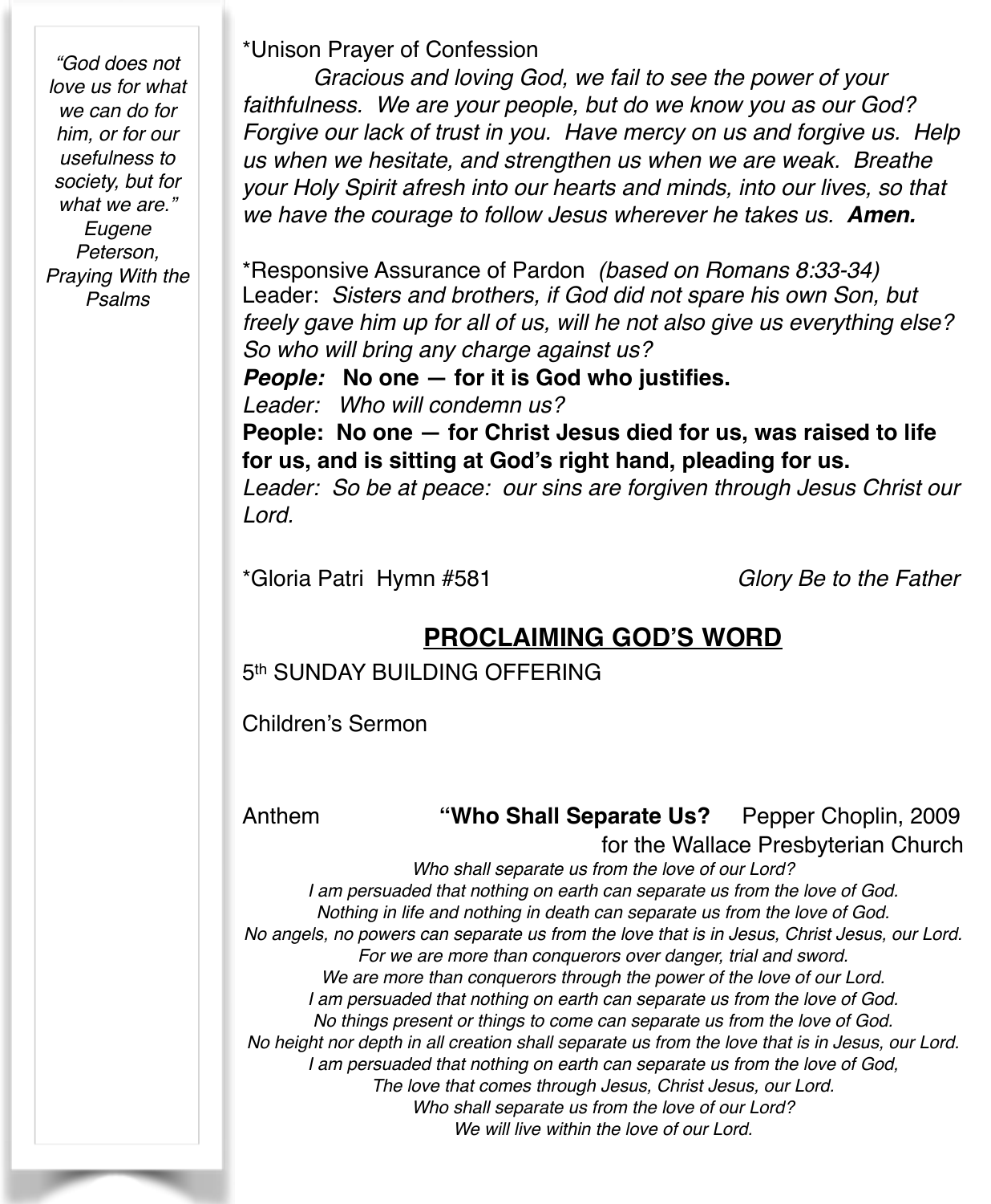*“God does not love us for what we can do for him, or for our usefulness to society, but for what we are.” Eugene Peterson, Praying With the Psalms*

*Unison Prayer of Confession

*Gracious and loving God, we fail to see the power of your faithfulness. We are your people, but do we know you as our God? Forgive our lack of trust in you. Have mercy on us and forgive us. Help us when we hesitate, and strengthen us when we are weak. Breathe your Holy Spirit afresh into our hearts and minds, into our lives, so that we have the courage to follow Jesus wherever he takes us.* ***Amen.***

*Responsive Assurance of Pardon *(based on Romans 8:33-34)*

Leader: *Sisters and brothers, if God did not spare his own Son, but freely gave him up for all of us, will he not also give us everything else? So who will bring any charge against us?*

***People:*** **No one — for it is God who justifies.**

*Leader: Who will condemn us?*

**People: No one — for Christ Jesus died for us, was raised to life for us, and is sitting at God's right hand, pleading for us.**

*Leader: So be at peace: our sins are forgiven through Jesus Christ our Lord.*

*Gloria Patri Hymn #581 *Glory Be to the Father*

## PROCLAIMING GOD'S WORD

5th SUNDAY BUILDING OFFERING

Children's Sermon

Anthem **“Who Shall Separate Us?** Pepper Choplin, 2009 for the Wallace Presbyterian Church

*Who shall separate us from the love of our Lord?*
*I am persuaded that nothing on earth can separate us from the love of God.*
*Nothing in life and nothing in death can separate us from the love of God.*
*No angels, no powers can separate us from the love that is in Jesus, Christ Jesus, our Lord.*
*For we are more than conquerors over danger, trial and sword.*
*We are more than conquerors through the power of the love of our Lord.*
*I am persuaded that nothing on earth can separate us from the love of God.*
*No things present or things to come can separate us from the love of God.*
*No height nor depth in all creation shall separate us from the love that is in Jesus, our Lord.*
*I am persuaded that nothing on earth can separate us from the love of God,*
*The love that comes through Jesus, Christ Jesus, our Lord.*
*Who shall separate us from the love of our Lord?*
*We will live within the love of our Lord.*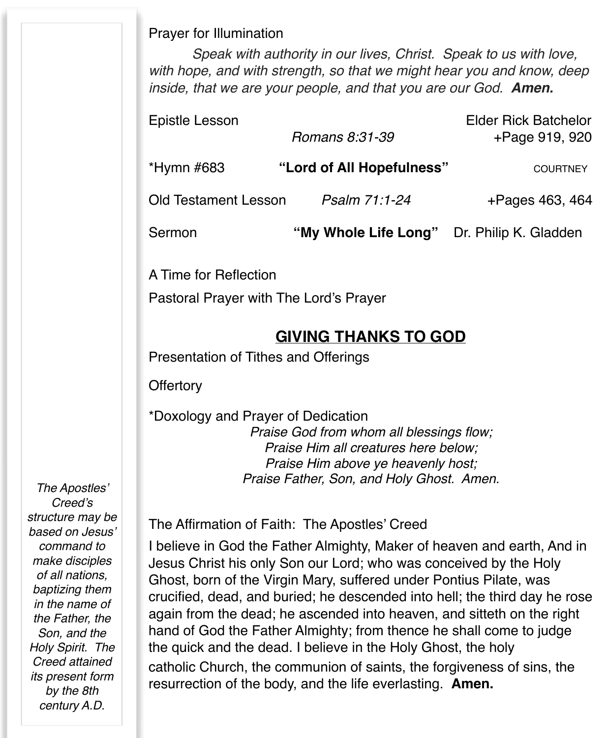Prayer for Illumination

*Speak with authority in our lives, Christ. Speak to us with love, with hope, and with strength, so that we might hear you and know, deep inside, that we are your people, and that you are our God.* ***Amen.***

Epistle Lesson — Elder Rick Batchelor
*Romans 8:31-39* — +Page 919, 920

*Hymn #683 **"Lord of All Hopefulness"** COURTNEY

Old Testament Lesson *Psalm 71:1-24* +Pages 463, 464

Sermon **"My Whole Life Long"** Dr. Philip K. Gladden

A Time for Reflection

Pastoral Prayer with The Lord's Prayer

## GIVING THANKS TO GOD

Presentation of Tithes and Offerings

Offertory

*Doxology and Prayer of Dedication

*Praise God from whom all blessings flow;*
*Praise Him all creatures here below;*
*Praise Him above ye heavenly host;*
*Praise Father, Son, and Holy Ghost. Amen.*

The Affirmation of Faith: The Apostles' Creed

I believe in God the Father Almighty, Maker of heaven and earth, And in Jesus Christ his only Son our Lord; who was conceived by the Holy Ghost, born of the Virgin Mary, suffered under Pontius Pilate, was crucified, dead, and buried; he descended into hell; the third day he rose again from the dead; he ascended into heaven, and sitteth on the right hand of God the Father Almighty; from thence he shall come to judge the quick and the dead. I believe in the Holy Ghost, the holy catholic Church, the communion of saints, the forgiveness of sins, the resurrection of the body, and the life everlasting. **Amen.**

*The Apostles' Creed's structure may be based on Jesus' command to make disciples of all nations, baptizing them in the name of the Father, the Son, and the Holy Spirit. The Creed attained its present form by the 8th century A.D.*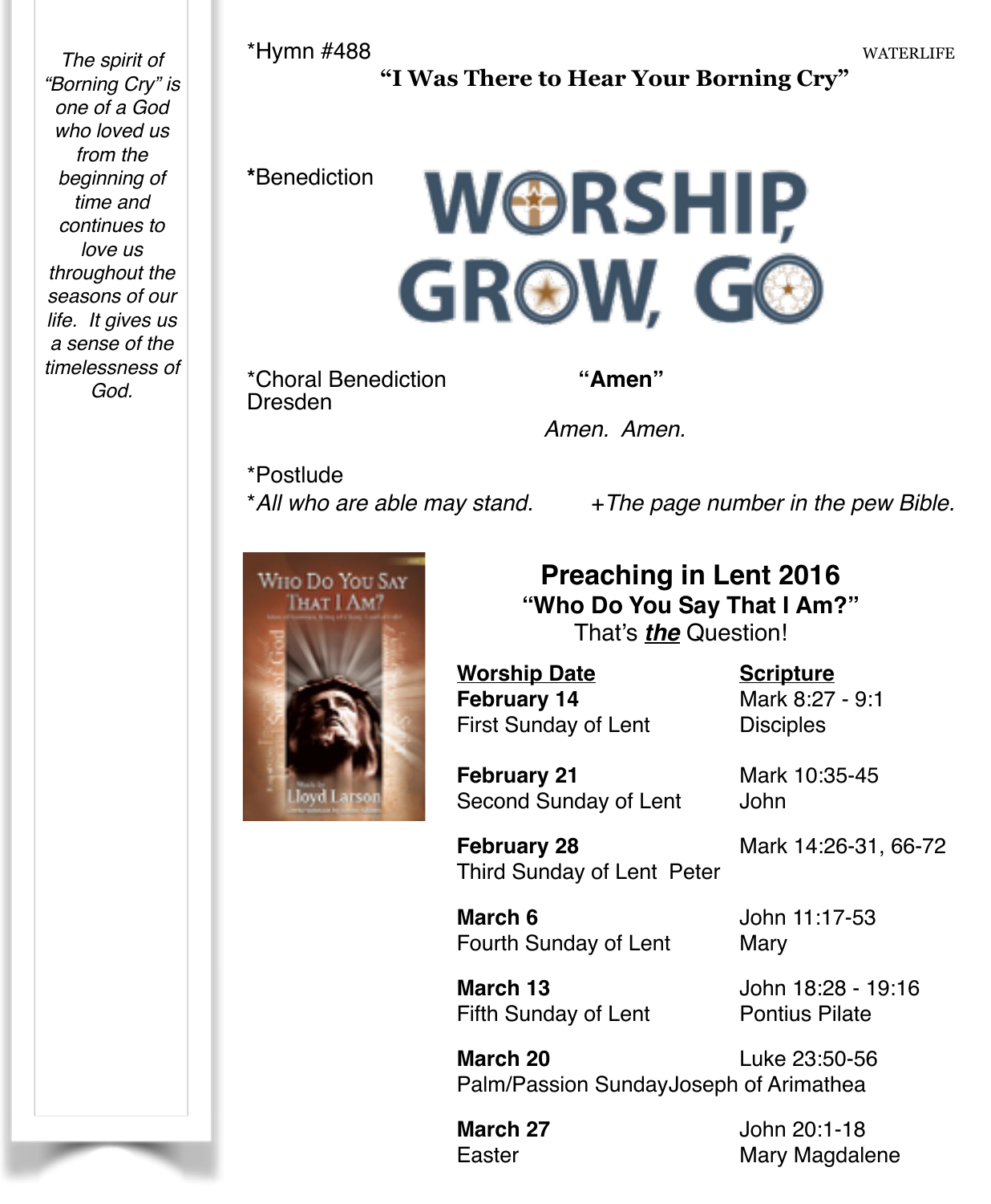*The spirit of "Borning Cry" is one of a God who loved us from the beginning of time and continues to love us throughout the seasons of our life. It gives us a sense of the timelessness of God.*

*Hymn #488 WATERLIFE

**"I Was There to Hear Your Borning Cry"**

***Benediction**

WORSHIP, GROW, GO

*Choral Benediction **"Amen"**
Dresden

*Amen. Amen.*

*Postlude

**All who are able may stand.* +*The page number in the pew Bible.*

## Preaching in Lent 2016

### "Who Do You Say That I Am?"

That's ***the*** Question!

| Worship Date | Scripture |
|---|---|
| **February 14** First Sunday of Lent | Mark 8:27 - 9:1 Disciples |
| **February 21** Second Sunday of Lent | Mark 10:35-45 John |
| **February 28** Third Sunday of Lent | Mark 14:26-31, 66-72 Peter |
| **March 6** Fourth Sunday of Lent | John 11:17-53 Mary |
| **March 13** Fifth Sunday of Lent | John 18:28 - 19:16 Pontius Pilate |
| **March 20** Palm/Passion Sunday | Luke 23:50-56 Joseph of Arimathea |
| **March 27** Easter | John 20:1-18 Mary Magdalene |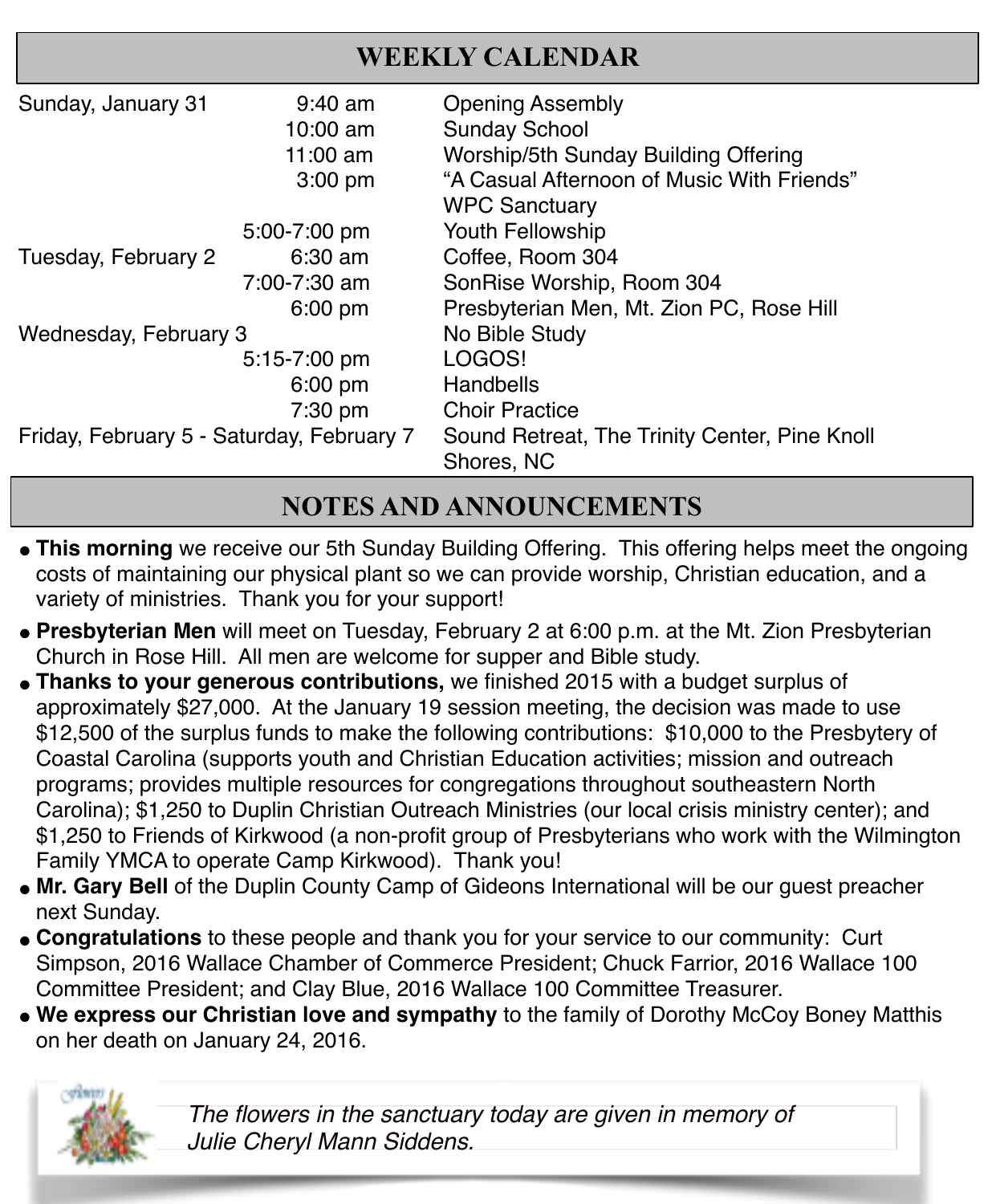## WEEKLY CALENDAR

| | | |
|---|---|---|
| Sunday, January 31 | 9:40 am | Opening Assembly |
| | 10:00 am | Sunday School |
| | 11:00 am | Worship/5th Sunday Building Offering |
| | 3:00 pm | "A Casual Afternoon of Music With Friends" WPC Sanctuary |
| | 5:00-7:00 pm | Youth Fellowship |
| Tuesday, February 2 | 6:30 am | Coffee, Room 304 |
| | 7:00-7:30 am | SonRise Worship, Room 304 |
| | 6:00 pm | Presbyterian Men, Mt. Zion PC, Rose Hill |
| Wednesday, February 3 | | No Bible Study |
| | 5:15-7:00 pm | LOGOS! |
| | 6:00 pm | Handbells |
| | 7:30 pm | Choir Practice |
| Friday, February 5 - Saturday, February 7 | | Sound Retreat, The Trinity Center, Pine Knoll Shores, NC |

## NOTES AND ANNOUNCEMENTS

- **This morning** we receive our 5th Sunday Building Offering. This offering helps meet the ongoing costs of maintaining our physical plant so we can provide worship, Christian education, and a variety of ministries. Thank you for your support!
- **Presbyterian Men** will meet on Tuesday, February 2 at 6:00 p.m. at the Mt. Zion Presbyterian Church in Rose Hill. All men are welcome for supper and Bible study.
- **Thanks to your generous contributions,** we finished 2015 with a budget surplus of approximately $27,000. At the January 19 session meeting, the decision was made to use $12,500 of the surplus funds to make the following contributions: $10,000 to the Presbytery of Coastal Carolina (supports youth and Christian Education activities; mission and outreach programs; provides multiple resources for congregations throughout southeastern North Carolina); $1,250 to Duplin Christian Outreach Ministries (our local crisis ministry center); and $1,250 to Friends of Kirkwood (a non-profit group of Presbyterians who work with the Wilmington Family YMCA to operate Camp Kirkwood). Thank you!
- **Mr. Gary Bell** of the Duplin County Camp of Gideons International will be our guest preacher next Sunday.
- **Congratulations** to these people and thank you for your service to our community: Curt Simpson, 2016 Wallace Chamber of Commerce President; Chuck Farrior, 2016 Wallace 100 Committee President; and Clay Blue, 2016 Wallace 100 Committee Treasurer.
- **We express our Christian love and sympathy** to the family of Dorothy McCoy Boney Matthis on her death on January 24, 2016.

*The flowers in the sanctuary today are given in memory of Julie Cheryl Mann Siddens.*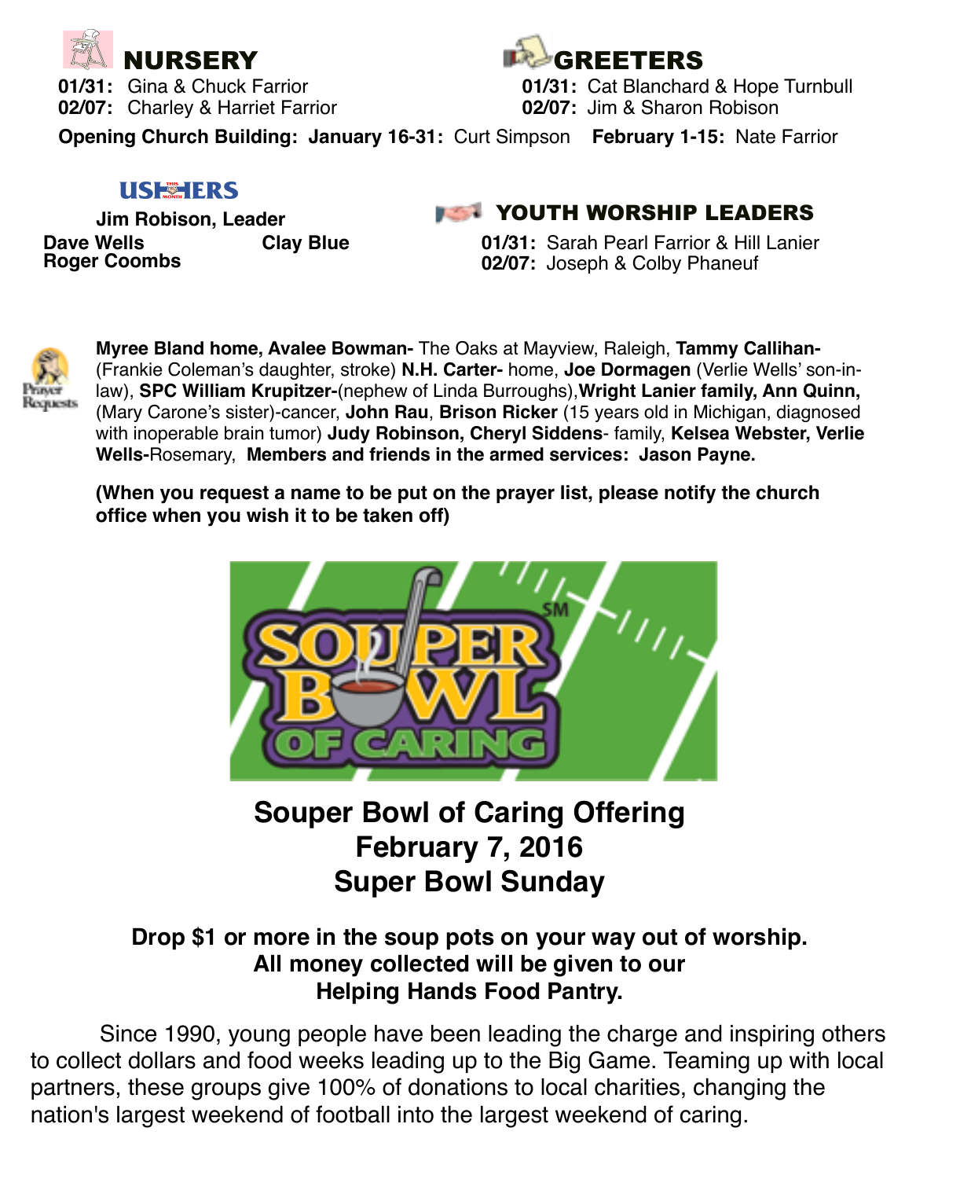## NURSERY

**01/31:** Gina & Chuck Farrior
**02/07:** Charley & Harriet Farrior

## GREETERS

**01/31:** Cat Blanchard & Hope Turnbull
**02/07:** Jim & Sharon Robison

**Opening Church Building: January 16-31:** Curt Simpson **February 1-15:** Nate Farrior

## USHERS

**Jim Robison, Leader**
**Dave Wells** **Clay Blue**
**Roger Coombs**

## YOUTH WORSHIP LEADERS

**01/31:** Sarah Pearl Farrior & Hill Lanier
**02/07:** Joseph & Colby Phaneuf

Prayer Requests

**Myree Bland home, Avalee Bowman-** The Oaks at Mayview, Raleigh, **Tammy Callihan-** (Frankie Coleman's daughter, stroke) **N.H. Carter-** home, **Joe Dormagen** (Verlie Wells' son-in-law), **SPC William Krupitzer-**(nephew of Linda Burroughs),**Wright Lanier family, Ann Quinn,** (Mary Carone's sister)-cancer, **John Rau**, **Brison Ricker** (15 years old in Michigan, diagnosed with inoperable brain tumor) **Judy Robinson, Cheryl Siddens**- family, **Kelsea Webster, Verlie Wells-**Rosemary, **Members and friends in the armed services: Jason Payne.**

**(When you request a name to be put on the prayer list, please notify the church office when you wish it to be taken off)**

SOUPER BOWL OF CARING SM

# Souper Bowl of Caring Offering
# February 7, 2016
# Super Bowl Sunday

**Drop $1 or more in the soup pots on your way out of worship.**
**All money collected will be given to our**
**Helping Hands Food Pantry.**

Since 1990, young people have been leading the charge and inspiring others to collect dollars and food weeks leading up to the Big Game. Teaming up with local partners, these groups give 100% of donations to local charities, changing the nation's largest weekend of football into the largest weekend of caring.